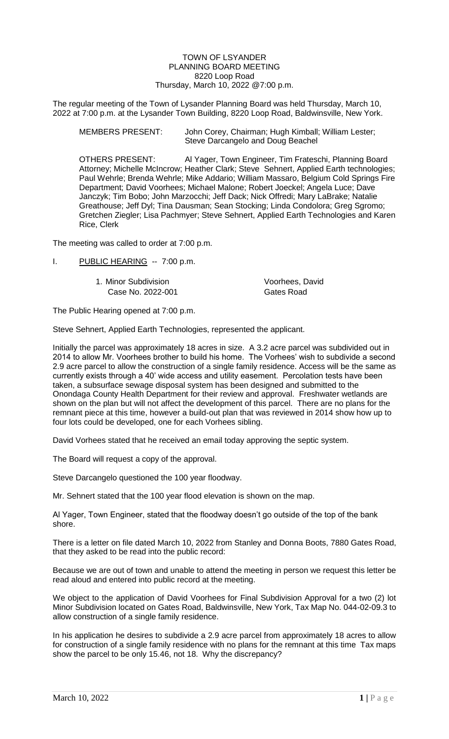TOWN OF LSYANDER
PLANNING BOARD MEETING
8220 Loop Road
Thursday, March 10, 2022 @7:00 p.m.

The regular meeting of the Town of Lysander Planning Board was held Thursday, March 10, 2022 at 7:00 p.m. at the Lysander Town Building, 8220 Loop Road, Baldwinsville, New York.

MEMBERS PRESENT: John Corey, Chairman; Hugh Kimball; William Lester; Steve Darcangelo and Doug Beachel

OTHERS PRESENT: Al Yager, Town Engineer, Tim Frateschi, Planning Board Attorney; Michelle McIncrow; Heather Clark; Steve Sehnert, Applied Earth technologies; Paul Wehrle; Brenda Wehrle; Mike Addario; William Massaro, Belgium Cold Springs Fire Department; David Voorhees; Michael Malone; Robert Joeckel; Angela Luce; Dave Janczyk; Tim Bobo; John Marzocchi; Jeff Dack; Nick Offredi; Mary LaBrake; Natalie Greathouse; Jeff Dyl; Tina Dausman; Sean Stocking; Linda Condolora; Greg Sgromo; Gretchen Ziegler; Lisa Pachmyer; Steve Sehnert, Applied Earth Technologies and Karen Rice, Clerk

The meeting was called to order at 7:00 p.m.

I. PUBLIC HEARING -- 7:00 p.m.

1. Minor Subdivision — Voorhees, David
Case No. 2022-001 — Gates Road

The Public Hearing opened at 7:00 p.m.

Steve Sehnert, Applied Earth Technologies, represented the applicant.

Initially the parcel was approximately 18 acres in size. A 3.2 acre parcel was subdivided out in 2014 to allow Mr. Voorhees brother to build his home. The Vorhees' wish to subdivide a second 2.9 acre parcel to allow the construction of a single family residence. Access will be the same as currently exists through a 40' wide access and utility easement. Percolation tests have been taken, a subsurface sewage disposal system has been designed and submitted to the Onondaga County Health Department for their review and approval. Freshwater wetlands are shown on the plan but will not affect the development of this parcel. There are no plans for the remnant piece at this time, however a build-out plan that was reviewed in 2014 show how up to four lots could be developed, one for each Vorhees sibling.

David Vorhees stated that he received an email today approving the septic system.

The Board will request a copy of the approval.

Steve Darcangelo questioned the 100 year floodway.

Mr. Sehnert stated that the 100 year flood elevation is shown on the map.

Al Yager, Town Engineer, stated that the floodway doesn't go outside of the top of the bank shore.

There is a letter on file dated March 10, 2022 from Stanley and Donna Boots, 7880 Gates Road, that they asked to be read into the public record:

Because we are out of town and unable to attend the meeting in person we request this letter be read aloud and entered into public record at the meeting.

We object to the application of David Voorhees for Final Subdivision Approval for a two (2) lot Minor Subdivision located on Gates Road, Baldwinsville, New York, Tax Map No. 044-02-09.3 to allow construction of a single family residence.

In his application he desires to subdivide a 2.9 acre parcel from approximately 18 acres to allow for construction of a single family residence with no plans for the remnant at this time Tax maps show the parcel to be only 15.46, not 18. Why the discrepancy?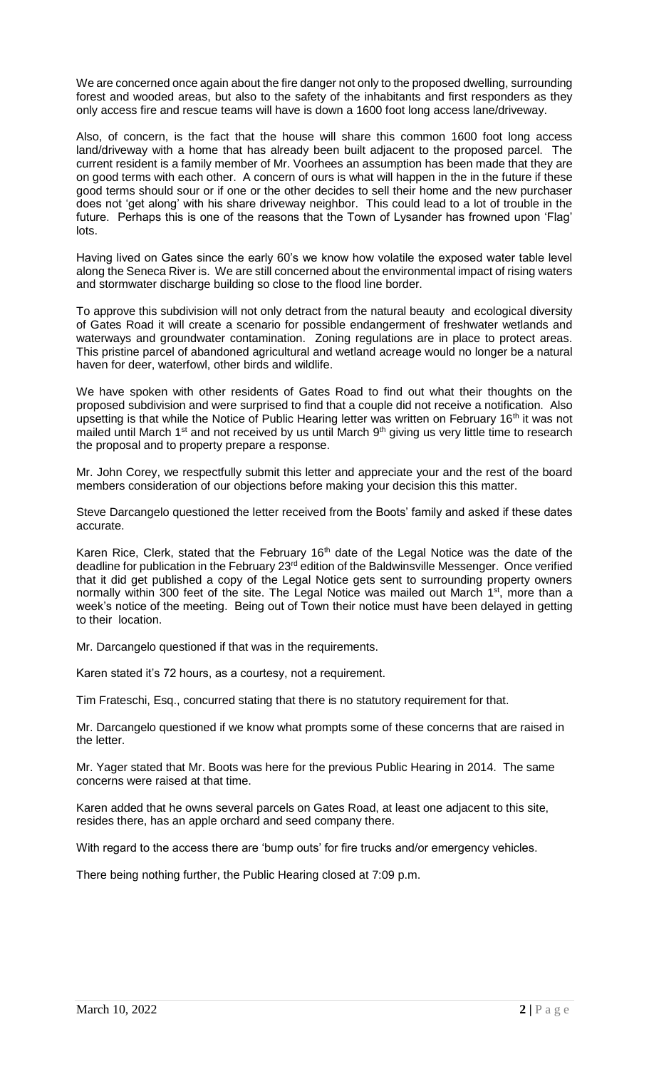We are concerned once again about the fire danger not only to the proposed dwelling, surrounding forest and wooded areas, but also to the safety of the inhabitants and first responders as they only access fire and rescue teams will have is down a 1600 foot long access lane/driveway.

Also, of concern, is the fact that the house will share this common 1600 foot long access land/driveway with a home that has already been built adjacent to the proposed parcel. The current resident is a family member of Mr. Voorhees an assumption has been made that they are on good terms with each other. A concern of ours is what will happen in the in the future if these good terms should sour or if one or the other decides to sell their home and the new purchaser does not 'get along' with his share driveway neighbor. This could lead to a lot of trouble in the future. Perhaps this is one of the reasons that the Town of Lysander has frowned upon 'Flag' lots.

Having lived on Gates since the early 60's we know how volatile the exposed water table level along the Seneca River is. We are still concerned about the environmental impact of rising waters and stormwater discharge building so close to the flood line border.

To approve this subdivision will not only detract from the natural beauty and ecological diversity of Gates Road it will create a scenario for possible endangerment of freshwater wetlands and waterways and groundwater contamination. Zoning regulations are in place to protect areas. This pristine parcel of abandoned agricultural and wetland acreage would no longer be a natural haven for deer, waterfowl, other birds and wildlife.

We have spoken with other residents of Gates Road to find out what their thoughts on the proposed subdivision and were surprised to find that a couple did not receive a notification. Also upsetting is that while the Notice of Public Hearing letter was written on February 16th it was not mailed until March 1st and not received by us until March 9th giving us very little time to research the proposal and to property prepare a response.

Mr. John Corey, we respectfully submit this letter and appreciate your and the rest of the board members consideration of our objections before making your decision this this matter.

Steve Darcangelo questioned the letter received from the Boots' family and asked if these dates accurate.

Karen Rice, Clerk, stated that the February 16th date of the Legal Notice was the date of the deadline for publication in the February 23rd edition of the Baldwinsville Messenger. Once verified that it did get published a copy of the Legal Notice gets sent to surrounding property owners normally within 300 feet of the site. The Legal Notice was mailed out March 1st, more than a week's notice of the meeting. Being out of Town their notice must have been delayed in getting to their location.

Mr. Darcangelo questioned if that was in the requirements.

Karen stated it's 72 hours, as a courtesy, not a requirement.

Tim Frateschi, Esq., concurred stating that there is no statutory requirement for that.

Mr. Darcangelo questioned if we know what prompts some of these concerns that are raised in the letter.

Mr. Yager stated that Mr. Boots was here for the previous Public Hearing in 2014. The same concerns were raised at that time.

Karen added that he owns several parcels on Gates Road, at least one adjacent to this site, resides there, has an apple orchard and seed company there.

With regard to the access there are 'bump outs' for fire trucks and/or emergency vehicles.

There being nothing further, the Public Hearing closed at 7:09 p.m.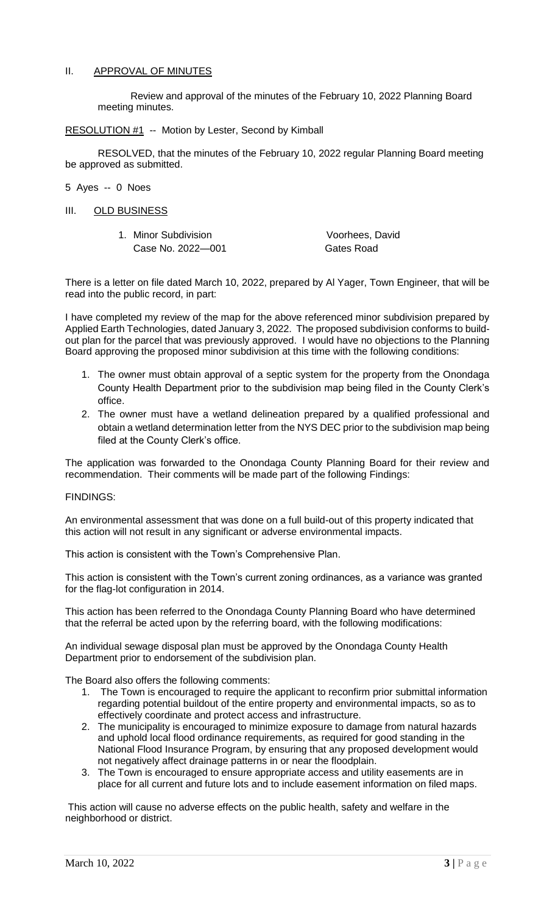## II. APPROVAL OF MINUTES

Review and approval of the minutes of the February 10, 2022 Planning Board meeting minutes.

RESOLUTION #1 -- Motion by Lester, Second by Kimball

RESOLVED, that the minutes of the February 10, 2022 regular Planning Board meeting be approved as submitted.

5 Ayes -- 0 Noes

## III. OLD BUSINESS

1. Minor Subdivision — Voorhees, David
   Case No. 2022—001 — Gates Road

There is a letter on file dated March 10, 2022, prepared by Al Yager, Town Engineer, that will be read into the public record, in part:

I have completed my review of the map for the above referenced minor subdivision prepared by Applied Earth Technologies, dated January 3, 2022. The proposed subdivision conforms to build-out plan for the parcel that was previously approved. I would have no objections to the Planning Board approving the proposed minor subdivision at this time with the following conditions:

1. The owner must obtain approval of a septic system for the property from the Onondaga County Health Department prior to the subdivision map being filed in the County Clerk's office.
2. The owner must have a wetland delineation prepared by a qualified professional and obtain a wetland determination letter from the NYS DEC prior to the subdivision map being filed at the County Clerk's office.

The application was forwarded to the Onondaga County Planning Board for their review and recommendation. Their comments will be made part of the following Findings:

FINDINGS:

An environmental assessment that was done on a full build-out of this property indicated that this action will not result in any significant or adverse environmental impacts.

This action is consistent with the Town's Comprehensive Plan.

This action is consistent with the Town's current zoning ordinances, as a variance was granted for the flag-lot configuration in 2014.

This action has been referred to the Onondaga County Planning Board who have determined that the referral be acted upon by the referring board, with the following modifications:

An individual sewage disposal plan must be approved by the Onondaga County Health Department prior to endorsement of the subdivision plan.

The Board also offers the following comments:

1. The Town is encouraged to require the applicant to reconfirm prior submittal information regarding potential buildout of the entire property and environmental impacts, so as to effectively coordinate and protect access and infrastructure.
2. The municipality is encouraged to minimize exposure to damage from natural hazards and uphold local flood ordinance requirements, as required for good standing in the National Flood Insurance Program, by ensuring that any proposed development would not negatively affect drainage patterns in or near the floodplain.
3. The Town is encouraged to ensure appropriate access and utility easements are in place for all current and future lots and to include easement information on filed maps.

This action will cause no adverse effects on the public health, safety and welfare in the neighborhood or district.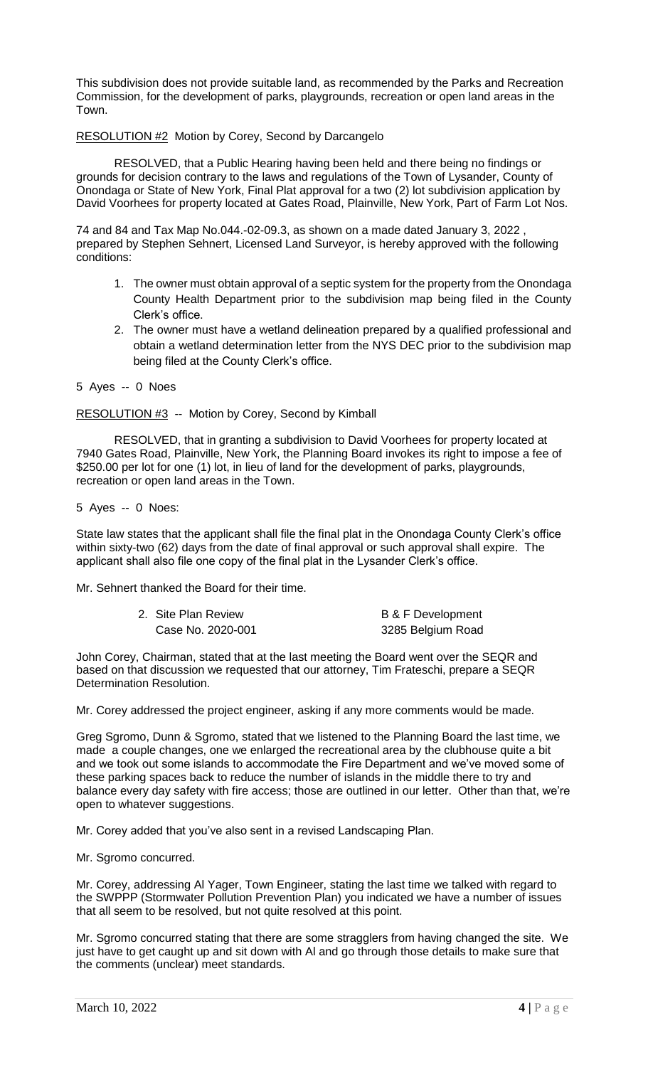This subdivision does not provide suitable land, as recommended by the Parks and Recreation Commission, for the development of parks, playgrounds, recreation or open land areas in the Town.

RESOLUTION #2  Motion by Corey, Second by Darcangelo

RESOLVED, that a Public Hearing having been held and there being no findings or grounds for decision contrary to the laws and regulations of the Town of Lysander, County of Onondaga or State of New York, Final Plat approval for a two (2) lot subdivision application by David Voorhees for property located at Gates Road, Plainville, New York, Part of Farm Lot Nos.

74 and 84 and Tax Map No.044.-02-09.3, as shown on a made dated January 3, 2022 , prepared by Stephen Sehnert, Licensed Land Surveyor, is hereby approved with the following conditions:

1. The owner must obtain approval of a septic system for the property from the Onondaga County Health Department prior to the subdivision map being filed in the County Clerk's office.
2. The owner must have a wetland delineation prepared by a qualified professional and obtain a wetland determination letter from the NYS DEC prior to the subdivision map being filed at the County Clerk's office.

5 Ayes -- 0 Noes

RESOLUTION #3 -- Motion by Corey, Second by Kimball

RESOLVED, that in granting a subdivision to David Voorhees for property located at 7940 Gates Road, Plainville, New York, the Planning Board invokes its right to impose a fee of $250.00 per lot for one (1) lot, in lieu of land for the development of parks, playgrounds, recreation or open land areas in the Town.

5 Ayes -- 0 Noes:

State law states that the applicant shall file the final plat in the Onondaga County Clerk's office within sixty-two (62) days from the date of final approval or such approval shall expire. The applicant shall also file one copy of the final plat in the Lysander Clerk's office.

Mr. Sehnert thanked the Board for their time.

2. Site Plan Review — B & F Development
   Case No. 2020-001 — 3285 Belgium Road

John Corey, Chairman, stated that at the last meeting the Board went over the SEQR and based on that discussion we requested that our attorney, Tim Frateschi, prepare a SEQR Determination Resolution.

Mr. Corey addressed the project engineer, asking if any more comments would be made.

Greg Sgromo, Dunn & Sgromo, stated that we listened to the Planning Board the last time, we made a couple changes, one we enlarged the recreational area by the clubhouse quite a bit and we took out some islands to accommodate the Fire Department and we've moved some of these parking spaces back to reduce the number of islands in the middle there to try and balance every day safety with fire access; those are outlined in our letter. Other than that, we're open to whatever suggestions.

Mr. Corey added that you've also sent in a revised Landscaping Plan.

Mr. Sgromo concurred.

Mr. Corey, addressing Al Yager, Town Engineer, stating the last time we talked with regard to the SWPPP (Stormwater Pollution Prevention Plan) you indicated we have a number of issues that all seem to be resolved, but not quite resolved at this point.

Mr. Sgromo concurred stating that there are some stragglers from having changed the site. We just have to get caught up and sit down with Al and go through those details to make sure that the comments (unclear) meet standards.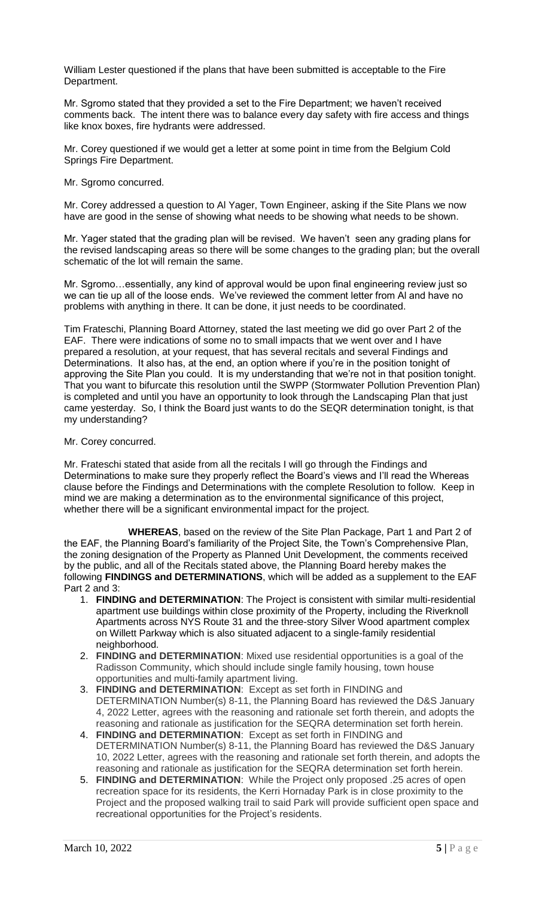William Lester questioned if the plans that have been submitted is acceptable to the Fire Department.

Mr. Sgromo stated that they provided a set to the Fire Department; we haven't received comments back. The intent there was to balance every day safety with fire access and things like knox boxes, fire hydrants were addressed.

Mr. Corey questioned if we would get a letter at some point in time from the Belgium Cold Springs Fire Department.

Mr. Sgromo concurred.

Mr. Corey addressed a question to Al Yager, Town Engineer, asking if the Site Plans we now have are good in the sense of showing what needs to be showing what needs to be shown.

Mr. Yager stated that the grading plan will be revised. We haven't seen any grading plans for the revised landscaping areas so there will be some changes to the grading plan; but the overall schematic of the lot will remain the same.

Mr. Sgromo…essentially, any kind of approval would be upon final engineering review just so we can tie up all of the loose ends. We've reviewed the comment letter from Al and have no problems with anything in there. It can be done, it just needs to be coordinated.

Tim Frateschi, Planning Board Attorney, stated the last meeting we did go over Part 2 of the EAF. There were indications of some no to small impacts that we went over and I have prepared a resolution, at your request, that has several recitals and several Findings and Determinations. It also has, at the end, an option where if you're in the position tonight of approving the Site Plan you could. It is my understanding that we're not in that position tonight. That you want to bifurcate this resolution until the SWPP (Stormwater Pollution Prevention Plan) is completed and until you have an opportunity to look through the Landscaping Plan that just came yesterday. So, I think the Board just wants to do the SEQR determination tonight, is that my understanding?

Mr. Corey concurred.

Mr. Frateschi stated that aside from all the recitals I will go through the Findings and Determinations to make sure they properly reflect the Board's views and I'll read the Whereas clause before the Findings and Determinations with the complete Resolution to follow. Keep in mind we are making a determination as to the environmental significance of this project, whether there will be a significant environmental impact for the project.

**WHEREAS**, based on the review of the Site Plan Package, Part 1 and Part 2 of the EAF, the Planning Board's familiarity of the Project Site, the Town's Comprehensive Plan, the zoning designation of the Property as Planned Unit Development, the comments received by the public, and all of the Recitals stated above, the Planning Board hereby makes the following **FINDINGS and DETERMINATIONS**, which will be added as a supplement to the EAF Part 2 and 3:

1. **FINDING and DETERMINATION**: The Project is consistent with similar multi-residential apartment use buildings within close proximity of the Property, including the Riverknoll Apartments across NYS Route 31 and the three-story Silver Wood apartment complex on Willett Parkway which is also situated adjacent to a single-family residential neighborhood.
2. **FINDING and DETERMINATION**: Mixed use residential opportunities is a goal of the Radisson Community, which should include single family housing, town house opportunities and multi-family apartment living.
3. **FINDING and DETERMINATION**: Except as set forth in FINDING and DETERMINATION Number(s) 8-11, the Planning Board has reviewed the D&S January 4, 2022 Letter, agrees with the reasoning and rationale set forth therein, and adopts the reasoning and rationale as justification for the SEQRA determination set forth herein.
4. **FINDING and DETERMINATION**: Except as set forth in FINDING and DETERMINATION Number(s) 8-11, the Planning Board has reviewed the D&S January 10, 2022 Letter, agrees with the reasoning and rationale set forth therein, and adopts the reasoning and rationale as justification for the SEQRA determination set forth herein.
5. **FINDING and DETERMINATION**: While the Project only proposed .25 acres of open recreation space for its residents, the Kerri Hornaday Park is in close proximity to the Project and the proposed walking trail to said Park will provide sufficient open space and recreational opportunities for the Project's residents.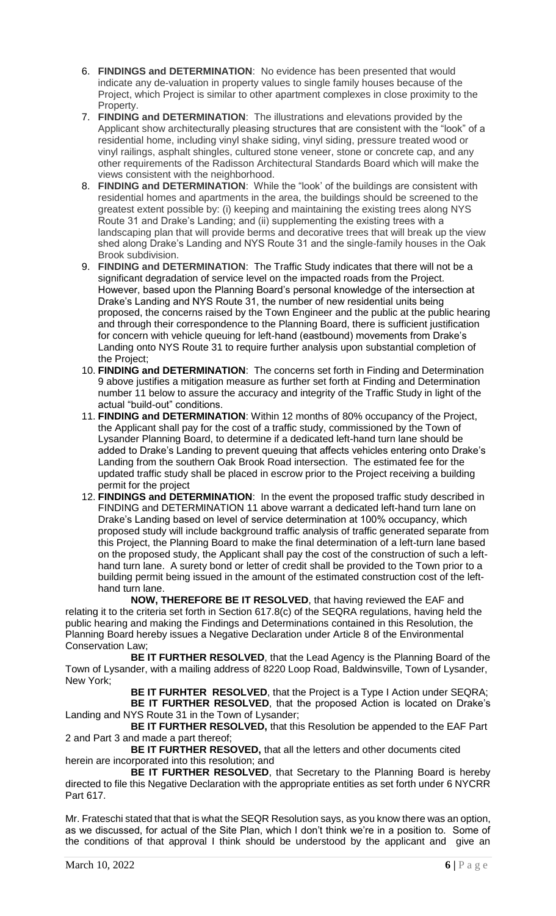6. **FINDINGS and DETERMINATION**: No evidence has been presented that would indicate any de-valuation in property values to single family houses because of the Project, which Project is similar to other apartment complexes in close proximity to the Property.
7. **FINDING and DETERMINATION**: The illustrations and elevations provided by the Applicant show architecturally pleasing structures that are consistent with the "look" of a residential home, including vinyl shake siding, vinyl siding, pressure treated wood or vinyl railings, asphalt shingles, cultured stone veneer, stone or concrete cap, and any other requirements of the Radisson Architectural Standards Board which will make the views consistent with the neighborhood.
8. **FINDING and DETERMINATION**: While the "look' of the buildings are consistent with residential homes and apartments in the area, the buildings should be screened to the greatest extent possible by: (i) keeping and maintaining the existing trees along NYS Route 31 and Drake's Landing; and (ii) supplementing the existing trees with a landscaping plan that will provide berms and decorative trees that will break up the view shed along Drake's Landing and NYS Route 31 and the single-family houses in the Oak Brook subdivision.
9. **FINDING and DETERMINATION**: The Traffic Study indicates that there will not be a significant degradation of service level on the impacted roads from the Project. However, based upon the Planning Board's personal knowledge of the intersection at Drake's Landing and NYS Route 31, the number of new residential units being proposed, the concerns raised by the Town Engineer and the public at the public hearing and through their correspondence to the Planning Board, there is sufficient justification for concern with vehicle queuing for left-hand (eastbound) movements from Drake's Landing onto NYS Route 31 to require further analysis upon substantial completion of the Project;
10. **FINDING and DETERMINATION**: The concerns set forth in Finding and Determination 9 above justifies a mitigation measure as further set forth at Finding and Determination number 11 below to assure the accuracy and integrity of the Traffic Study in light of the actual "build-out" conditions.
11. **FINDING and DETERMINATION**: Within 12 months of 80% occupancy of the Project, the Applicant shall pay for the cost of a traffic study, commissioned by the Town of Lysander Planning Board, to determine if a dedicated left-hand turn lane should be added to Drake's Landing to prevent queuing that affects vehicles entering onto Drake's Landing from the southern Oak Brook Road intersection. The estimated fee for the updated traffic study shall be placed in escrow prior to the Project receiving a building permit for the project
12. **FINDINGS and DETERMINATION**: In the event the proposed traffic study described in FINDING and DETERMINATION 11 above warrant a dedicated left-hand turn lane on Drake's Landing based on level of service determination at 100% occupancy, which proposed study will include background traffic analysis of traffic generated separate from this Project, the Planning Board to make the final determination of a left-turn lane based on the proposed study, the Applicant shall pay the cost of the construction of such a left-hand turn lane. A surety bond or letter of credit shall be provided to the Town prior to a building permit being issued in the amount of the estimated construction cost of the left-hand turn lane.

**NOW, THEREFORE BE IT RESOLVED**, that having reviewed the EAF and relating it to the criteria set forth in Section 617.8(c) of the SEQRA regulations, having held the public hearing and making the Findings and Determinations contained in this Resolution, the Planning Board hereby issues a Negative Declaration under Article 8 of the Environmental Conservation Law;

**BE IT FURTHER RESOLVED**, that the Lead Agency is the Planning Board of the Town of Lysander, with a mailing address of 8220 Loop Road, Baldwinsville, Town of Lysander, New York;

**BE IT FURHTER RESOLVED**, that the Project is a Type I Action under SEQRA;

**BE IT FURTHER RESOLVED**, that the proposed Action is located on Drake's Landing and NYS Route 31 in the Town of Lysander;

**BE IT FURTHER RESOLVED,** that this Resolution be appended to the EAF Part 2 and Part 3 and made a part thereof;

**BE IT FURTHER RESOVED,** that all the letters and other documents cited herein are incorporated into this resolution; and

**BE IT FURTHER RESOLVED**, that Secretary to the Planning Board is hereby directed to file this Negative Declaration with the appropriate entities as set forth under 6 NYCRR Part 617.

Mr. Frateschi stated that that is what the SEQR Resolution says, as you know there was an option, as we discussed, for actual of the Site Plan, which I don't think we're in a position to. Some of the conditions of that approval I think should be understood by the applicant and give an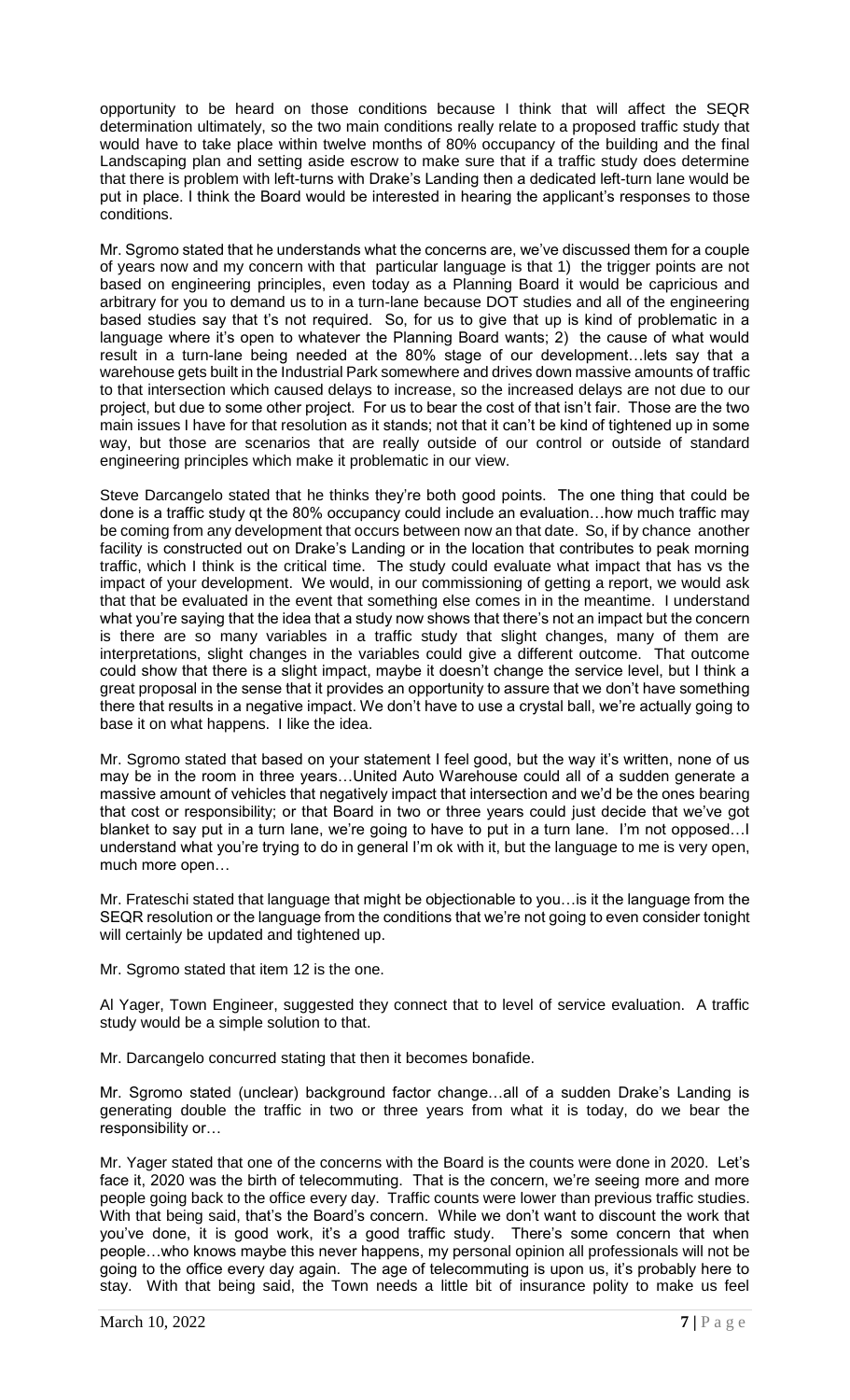opportunity to be heard on those conditions because I think that will affect the SEQR determination ultimately, so the two main conditions really relate to a proposed traffic study that would have to take place within twelve months of 80% occupancy of the building and the final Landscaping plan and setting aside escrow to make sure that if a traffic study does determine that there is problem with left-turns with Drake's Landing then a dedicated left-turn lane would be put in place. I think the Board would be interested in hearing the applicant's responses to those conditions.

Mr. Sgromo stated that he understands what the concerns are, we've discussed them for a couple of years now and my concern with that particular language is that 1) the trigger points are not based on engineering principles, even today as a Planning Board it would be capricious and arbitrary for you to demand us to in a turn-lane because DOT studies and all of the engineering based studies say that t's not required. So, for us to give that up is kind of problematic in a language where it's open to whatever the Planning Board wants; 2) the cause of what would result in a turn-lane being needed at the 80% stage of our development…lets say that a warehouse gets built in the Industrial Park somewhere and drives down massive amounts of traffic to that intersection which caused delays to increase, so the increased delays are not due to our project, but due to some other project. For us to bear the cost of that isn't fair. Those are the two main issues I have for that resolution as it stands; not that it can't be kind of tightened up in some way, but those are scenarios that are really outside of our control or outside of standard engineering principles which make it problematic in our view.

Steve Darcangelo stated that he thinks they're both good points. The one thing that could be done is a traffic study qt the 80% occupancy could include an evaluation…how much traffic may be coming from any development that occurs between now an that date. So, if by chance another facility is constructed out on Drake's Landing or in the location that contributes to peak morning traffic, which I think is the critical time. The study could evaluate what impact that has vs the impact of your development. We would, in our commissioning of getting a report, we would ask that that be evaluated in the event that something else comes in in the meantime. I understand what you're saying that the idea that a study now shows that there's not an impact but the concern is there are so many variables in a traffic study that slight changes, many of them are interpretations, slight changes in the variables could give a different outcome. That outcome could show that there is a slight impact, maybe it doesn't change the service level, but I think a great proposal in the sense that it provides an opportunity to assure that we don't have something there that results in a negative impact. We don't have to use a crystal ball, we're actually going to base it on what happens. I like the idea.

Mr. Sgromo stated that based on your statement I feel good, but the way it's written, none of us may be in the room in three years…United Auto Warehouse could all of a sudden generate a massive amount of vehicles that negatively impact that intersection and we'd be the ones bearing that cost or responsibility; or that Board in two or three years could just decide that we've got blanket to say put in a turn lane, we're going to have to put in a turn lane. I'm not opposed…I understand what you're trying to do in general I'm ok with it, but the language to me is very open, much more open…

Mr. Frateschi stated that language that might be objectionable to you…is it the language from the SEQR resolution or the language from the conditions that we're not going to even consider tonight will certainly be updated and tightened up.

Mr. Sgromo stated that item 12 is the one.

Al Yager, Town Engineer, suggested they connect that to level of service evaluation. A traffic study would be a simple solution to that.

Mr. Darcangelo concurred stating that then it becomes bonafide.

Mr. Sgromo stated (unclear) background factor change…all of a sudden Drake's Landing is generating double the traffic in two or three years from what it is today, do we bear the responsibility or…

Mr. Yager stated that one of the concerns with the Board is the counts were done in 2020. Let's face it, 2020 was the birth of telecommuting. That is the concern, we're seeing more and more people going back to the office every day. Traffic counts were lower than previous traffic studies. With that being said, that's the Board's concern. While we don't want to discount the work that you've done, it is good work, it's a good traffic study. There's some concern that when people…who knows maybe this never happens, my personal opinion all professionals will not be going to the office every day again. The age of telecommuting is upon us, it's probably here to stay. With that being said, the Town needs a little bit of insurance polity to make us feel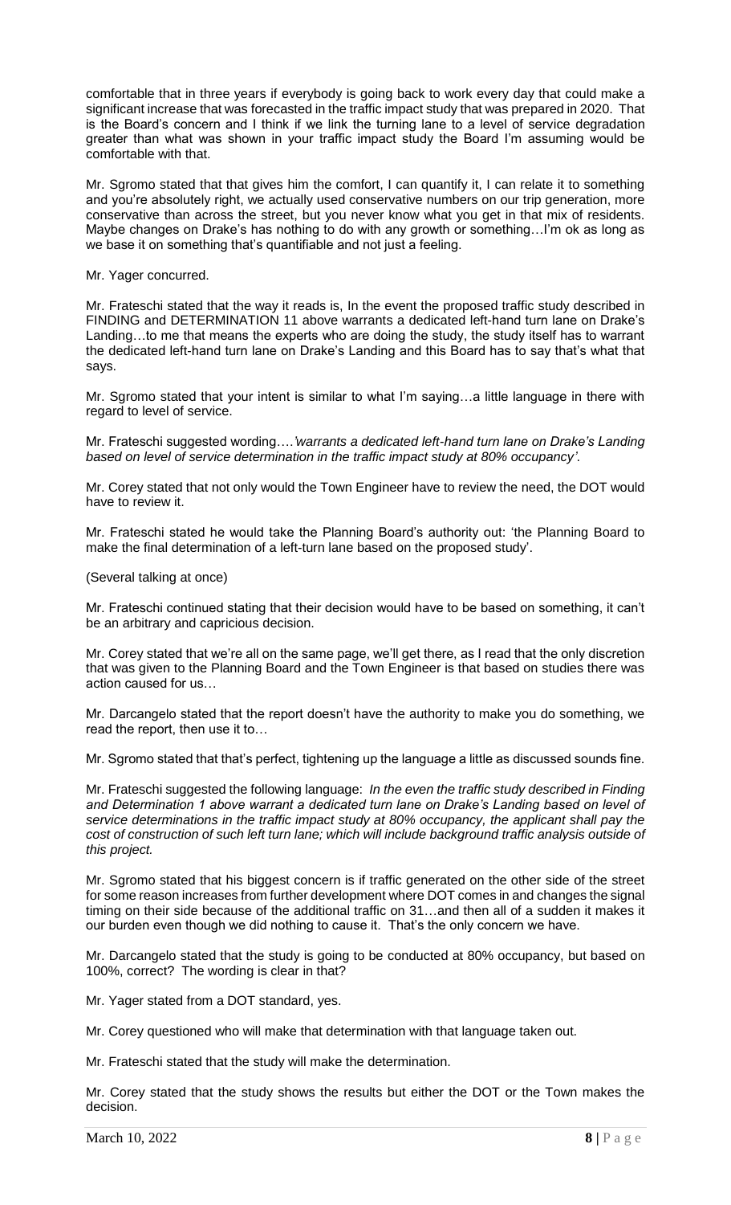comfortable that in three years if everybody is going back to work every day that could make a significant increase that was forecasted in the traffic impact study that was prepared in 2020. That is the Board's concern and I think if we link the turning lane to a level of service degradation greater than what was shown in your traffic impact study the Board I'm assuming would be comfortable with that.

Mr. Sgromo stated that that gives him the comfort, I can quantify it, I can relate it to something and you're absolutely right, we actually used conservative numbers on our trip generation, more conservative than across the street, but you never know what you get in that mix of residents. Maybe changes on Drake's has nothing to do with any growth or something…I'm ok as long as we base it on something that's quantifiable and not just a feeling.

Mr. Yager concurred.

Mr. Frateschi stated that the way it reads is, In the event the proposed traffic study described in FINDING and DETERMINATION 11 above warrants a dedicated left-hand turn lane on Drake's Landing…to me that means the experts who are doing the study, the study itself has to warrant the dedicated left-hand turn lane on Drake's Landing and this Board has to say that's what that says.

Mr. Sgromo stated that your intent is similar to what I'm saying…a little language in there with regard to level of service.

Mr. Frateschi suggested wording….*'warrants a dedicated left-hand turn lane on Drake's Landing based on level of service determination in the traffic impact study at 80% occupancy'*.

Mr. Corey stated that not only would the Town Engineer have to review the need, the DOT would have to review it.

Mr. Frateschi stated he would take the Planning Board's authority out: 'the Planning Board to make the final determination of a left-turn lane based on the proposed study'.

(Several talking at once)

Mr. Frateschi continued stating that their decision would have to be based on something, it can't be an arbitrary and capricious decision.

Mr. Corey stated that we're all on the same page, we'll get there, as I read that the only discretion that was given to the Planning Board and the Town Engineer is that based on studies there was action caused for us…

Mr. Darcangelo stated that the report doesn't have the authority to make you do something, we read the report, then use it to…

Mr. Sgromo stated that that's perfect, tightening up the language a little as discussed sounds fine.

Mr. Frateschi suggested the following language: *In the even the traffic study described in Finding and Determination 1 above warrant a dedicated turn lane on Drake's Landing based on level of service determinations in the traffic impact study at 80% occupancy, the applicant shall pay the cost of construction of such left turn lane; which will include background traffic analysis outside of this project.*

Mr. Sgromo stated that his biggest concern is if traffic generated on the other side of the street for some reason increases from further development where DOT comes in and changes the signal timing on their side because of the additional traffic on 31…and then all of a sudden it makes it our burden even though we did nothing to cause it. That's the only concern we have.

Mr. Darcangelo stated that the study is going to be conducted at 80% occupancy, but based on 100%, correct? The wording is clear in that?

Mr. Yager stated from a DOT standard, yes.

Mr. Corey questioned who will make that determination with that language taken out.

Mr. Frateschi stated that the study will make the determination.

Mr. Corey stated that the study shows the results but either the DOT or the Town makes the decision.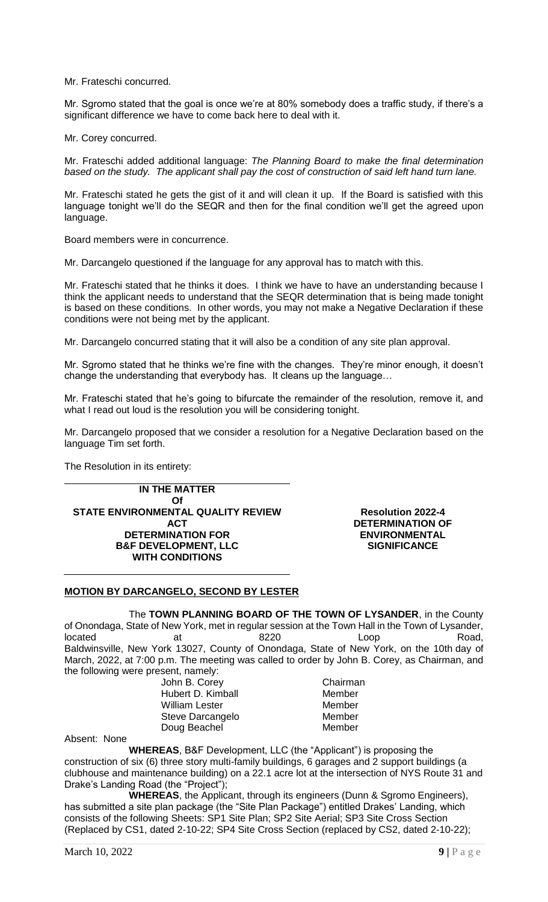Mr. Frateschi concurred.

Mr. Sgromo stated that the goal is once we're at 80% somebody does a traffic study, if there's a significant difference we have to come back here to deal with it.

Mr. Corey concurred.

Mr. Frateschi added additional language: *The Planning Board to make the final determination based on the study. The applicant shall pay the cost of construction of said left hand turn lane.*

Mr. Frateschi stated he gets the gist of it and will clean it up. If the Board is satisfied with this language tonight we'll do the SEQR and then for the final condition we'll get the agreed upon language.

Board members were in concurrence.

Mr. Darcangelo questioned if the language for any approval has to match with this.

Mr. Frateschi stated that he thinks it does. I think we have to have an understanding because I think the applicant needs to understand that the SEQR determination that is being made tonight is based on these conditions. In other words, you may not make a Negative Declaration if these conditions were not being met by the applicant.

Mr. Darcangelo concurred stating that it will also be a condition of any site plan approval.

Mr. Sgromo stated that he thinks we're fine with the changes. They're minor enough, it doesn't change the understanding that everybody has. It cleans up the language…

Mr. Frateschi stated that he's going to bifurcate the remainder of the resolution, remove it, and what I read out loud is the resolution you will be considering tonight.

Mr. Darcangelo proposed that we consider a resolution for a Negative Declaration based on the language Tim set forth.

The Resolution in its entirety:

---

**IN THE MATTER**
**Of**
**STATE ENVIRONMENTAL QUALITY REVIEW ACT**
**DETERMINATION FOR**
**B&F DEVELOPMENT, LLC**
**WITH CONDITIONS**

**Resolution 2022-4**
**DETERMINATION OF ENVIRONMENTAL SIGNIFICANCE**

---

**MOTION BY DARCANGELO, SECOND BY LESTER**

The **TOWN PLANNING BOARD OF THE TOWN OF LYSANDER**, in the County of Onondaga, State of New York, met in regular session at the Town Hall in the Town of Lysander, located at 8220 Loop Road, Baldwinsville, New York 13027, County of Onondaga, State of New York, on the 10th day of March, 2022, at 7:00 p.m. The meeting was called to order by John B. Corey, as Chairman, and the following were present, namely:

| | |
|---|---|
| John B. Corey | Chairman |
| Hubert D. Kimball | Member |
| William Lester | Member |
| Steve Darcangelo | Member |
| Doug Beachel | Member |

Absent: None

**WHEREAS**, B&F Development, LLC (the "Applicant") is proposing the construction of six (6) three story multi-family buildings, 6 garages and 2 support buildings (a clubhouse and maintenance building) on a 22.1 acre lot at the intersection of NYS Route 31 and Drake's Landing Road (the "Project");

**WHEREAS**, the Applicant, through its engineers (Dunn & Sgromo Engineers), has submitted a site plan package (the "Site Plan Package") entitled Drakes' Landing, which consists of the following Sheets: SP1 Site Plan; SP2 Site Aerial; SP3 Site Cross Section (Replaced by CS1, dated 2-10-22; SP4 Site Cross Section (replaced by CS2, dated 2-10-22);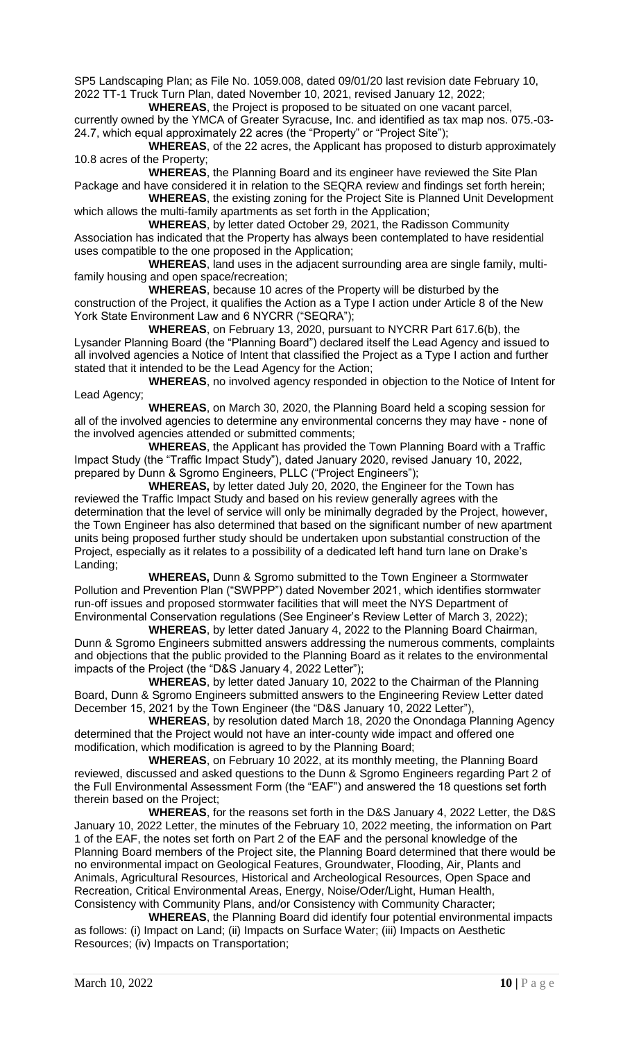SP5 Landscaping Plan; as File No. 1059.008, dated 09/01/20 last revision date February 10, 2022 TT-1 Truck Turn Plan, dated November 10, 2021, revised January 12, 2022;

**WHEREAS**, the Project is proposed to be situated on one vacant parcel, currently owned by the YMCA of Greater Syracuse, Inc. and identified as tax map nos. 075.-03-24.7, which equal approximately 22 acres (the "Property" or "Project Site");

**WHEREAS**, of the 22 acres, the Applicant has proposed to disturb approximately 10.8 acres of the Property;

**WHEREAS**, the Planning Board and its engineer have reviewed the Site Plan Package and have considered it in relation to the SEQRA review and findings set forth herein;

**WHEREAS**, the existing zoning for the Project Site is Planned Unit Development which allows the multi-family apartments as set forth in the Application;

**WHEREAS**, by letter dated October 29, 2021, the Radisson Community Association has indicated that the Property has always been contemplated to have residential uses compatible to the one proposed in the Application;

**WHEREAS**, land uses in the adjacent surrounding area are single family, multi-family housing and open space/recreation;

**WHEREAS**, because 10 acres of the Property will be disturbed by the construction of the Project, it qualifies the Action as a Type I action under Article 8 of the New York State Environment Law and 6 NYCRR ("SEQRA");

**WHEREAS**, on February 13, 2020, pursuant to NYCRR Part 617.6(b), the Lysander Planning Board (the "Planning Board") declared itself the Lead Agency and issued to all involved agencies a Notice of Intent that classified the Project as a Type I action and further stated that it intended to be the Lead Agency for the Action;

**WHEREAS**, no involved agency responded in objection to the Notice of Intent for Lead Agency;

**WHEREAS**, on March 30, 2020, the Planning Board held a scoping session for all of the involved agencies to determine any environmental concerns they may have - none of the involved agencies attended or submitted comments;

**WHEREAS**, the Applicant has provided the Town Planning Board with a Traffic Impact Study (the "Traffic Impact Study"), dated January 2020, revised January 10, 2022, prepared by Dunn & Sgromo Engineers, PLLC ("Project Engineers");

**WHEREAS,** by letter dated July 20, 2020, the Engineer for the Town has reviewed the Traffic Impact Study and based on his review generally agrees with the determination that the level of service will only be minimally degraded by the Project, however, the Town Engineer has also determined that based on the significant number of new apartment units being proposed further study should be undertaken upon substantial construction of the Project, especially as it relates to a possibility of a dedicated left hand turn lane on Drake's Landing;

**WHEREAS,** Dunn & Sgromo submitted to the Town Engineer a Stormwater Pollution and Prevention Plan ("SWPPP") dated November 2021, which identifies stormwater run-off issues and proposed stormwater facilities that will meet the NYS Department of Environmental Conservation regulations (See Engineer's Review Letter of March 3, 2022);

**WHEREAS**, by letter dated January 4, 2022 to the Planning Board Chairman, Dunn & Sgromo Engineers submitted answers addressing the numerous comments, complaints and objections that the public provided to the Planning Board as it relates to the environmental impacts of the Project (the "D&S January 4, 2022 Letter");

**WHEREAS**, by letter dated January 10, 2022 to the Chairman of the Planning Board, Dunn & Sgromo Engineers submitted answers to the Engineering Review Letter dated December 15, 2021 by the Town Engineer (the "D&S January 10, 2022 Letter"),

**WHEREAS**, by resolution dated March 18, 2020 the Onondaga Planning Agency determined that the Project would not have an inter-county wide impact and offered one modification, which modification is agreed to by the Planning Board;

**WHEREAS**, on February 10 2022, at its monthly meeting, the Planning Board reviewed, discussed and asked questions to the Dunn & Sgromo Engineers regarding Part 2 of the Full Environmental Assessment Form (the "EAF") and answered the 18 questions set forth therein based on the Project;

**WHEREAS**, for the reasons set forth in the D&S January 4, 2022 Letter, the D&S January 10, 2022 Letter, the minutes of the February 10, 2022 meeting, the information on Part 1 of the EAF, the notes set forth on Part 2 of the EAF and the personal knowledge of the Planning Board members of the Project site, the Planning Board determined that there would be no environmental impact on Geological Features, Groundwater, Flooding, Air, Plants and Animals, Agricultural Resources, Historical and Archeological Resources, Open Space and Recreation, Critical Environmental Areas, Energy, Noise/Oder/Light, Human Health, Consistency with Community Plans, and/or Consistency with Community Character;

**WHEREAS**, the Planning Board did identify four potential environmental impacts as follows: (i) Impact on Land; (ii) Impacts on Surface Water; (iii) Impacts on Aesthetic Resources; (iv) Impacts on Transportation;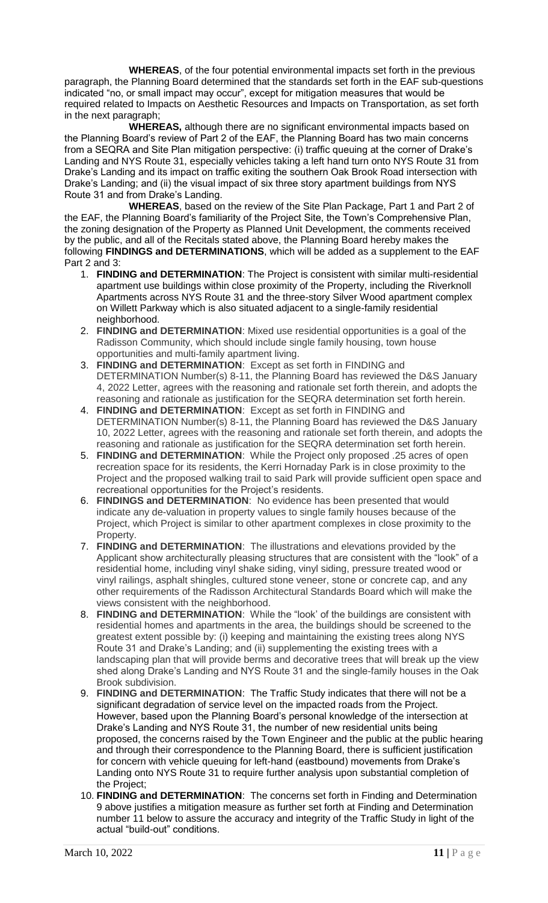**WHEREAS**, of the four potential environmental impacts set forth in the previous paragraph, the Planning Board determined that the standards set forth in the EAF sub-questions indicated "no, or small impact may occur", except for mitigation measures that would be required related to Impacts on Aesthetic Resources and Impacts on Transportation, as set forth in the next paragraph;

**WHEREAS,** although there are no significant environmental impacts based on the Planning Board's review of Part 2 of the EAF, the Planning Board has two main concerns from a SEQRA and Site Plan mitigation perspective: (i) traffic queuing at the corner of Drake's Landing and NYS Route 31, especially vehicles taking a left hand turn onto NYS Route 31 from Drake's Landing and its impact on traffic exiting the southern Oak Brook Road intersection with Drake's Landing; and (ii) the visual impact of six three story apartment buildings from NYS Route 31 and from Drake's Landing.

**WHEREAS**, based on the review of the Site Plan Package, Part 1 and Part 2 of the EAF, the Planning Board's familiarity of the Project Site, the Town's Comprehensive Plan, the zoning designation of the Property as Planned Unit Development, the comments received by the public, and all of the Recitals stated above, the Planning Board hereby makes the following **FINDINGS and DETERMINATIONS**, which will be added as a supplement to the EAF Part 2 and 3:

1. **FINDING and DETERMINATION**: The Project is consistent with similar multi-residential apartment use buildings within close proximity of the Property, including the Riverknoll Apartments across NYS Route 31 and the three-story Silver Wood apartment complex on Willett Parkway which is also situated adjacent to a single-family residential neighborhood.
2. **FINDING and DETERMINATION**: Mixed use residential opportunities is a goal of the Radisson Community, which should include single family housing, town house opportunities and multi-family apartment living.
3. **FINDING and DETERMINATION**: Except as set forth in FINDING and DETERMINATION Number(s) 8-11, the Planning Board has reviewed the D&S January 4, 2022 Letter, agrees with the reasoning and rationale set forth therein, and adopts the reasoning and rationale as justification for the SEQRA determination set forth herein.
4. **FINDING and DETERMINATION**: Except as set forth in FINDING and DETERMINATION Number(s) 8-11, the Planning Board has reviewed the D&S January 10, 2022 Letter, agrees with the reasoning and rationale set forth therein, and adopts the reasoning and rationale as justification for the SEQRA determination set forth herein.
5. **FINDING and DETERMINATION**: While the Project only proposed .25 acres of open recreation space for its residents, the Kerri Hornaday Park is in close proximity to the Project and the proposed walking trail to said Park will provide sufficient open space and recreational opportunities for the Project's residents.
6. **FINDINGS and DETERMINATION**: No evidence has been presented that would indicate any de-valuation in property values to single family houses because of the Project, which Project is similar to other apartment complexes in close proximity to the Property.
7. **FINDING and DETERMINATION**: The illustrations and elevations provided by the Applicant show architecturally pleasing structures that are consistent with the "look" of a residential home, including vinyl shake siding, vinyl siding, pressure treated wood or vinyl railings, asphalt shingles, cultured stone veneer, stone or concrete cap, and any other requirements of the Radisson Architectural Standards Board which will make the views consistent with the neighborhood.
8. **FINDING and DETERMINATION**: While the "look' of the buildings are consistent with residential homes and apartments in the area, the buildings should be screened to the greatest extent possible by: (i) keeping and maintaining the existing trees along NYS Route 31 and Drake's Landing; and (ii) supplementing the existing trees with a landscaping plan that will provide berms and decorative trees that will break up the view shed along Drake's Landing and NYS Route 31 and the single-family houses in the Oak Brook subdivision.
9. **FINDING and DETERMINATION**: The Traffic Study indicates that there will not be a significant degradation of service level on the impacted roads from the Project. However, based upon the Planning Board's personal knowledge of the intersection at Drake's Landing and NYS Route 31, the number of new residential units being proposed, the concerns raised by the Town Engineer and the public at the public hearing and through their correspondence to the Planning Board, there is sufficient justification for concern with vehicle queuing for left-hand (eastbound) movements from Drake's Landing onto NYS Route 31 to require further analysis upon substantial completion of the Project;
10. **FINDING and DETERMINATION**: The concerns set forth in Finding and Determination 9 above justifies a mitigation measure as further set forth at Finding and Determination number 11 below to assure the accuracy and integrity of the Traffic Study in light of the actual "build-out" conditions.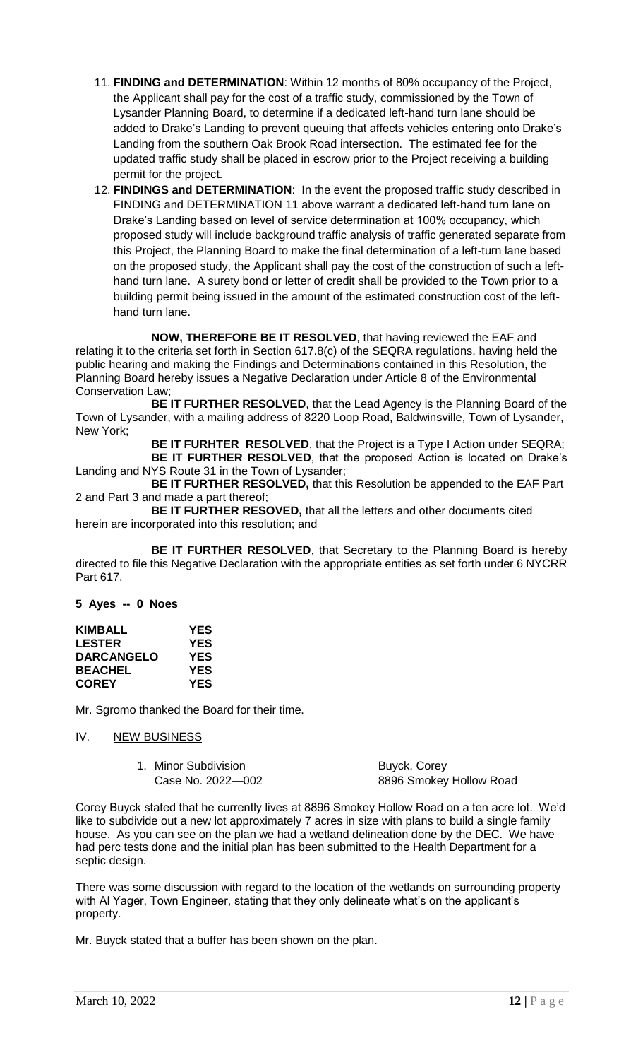11. **FINDING and DETERMINATION**: Within 12 months of 80% occupancy of the Project, the Applicant shall pay for the cost of a traffic study, commissioned by the Town of Lysander Planning Board, to determine if a dedicated left-hand turn lane should be added to Drake's Landing to prevent queuing that affects vehicles entering onto Drake's Landing from the southern Oak Brook Road intersection. The estimated fee for the updated traffic study shall be placed in escrow prior to the Project receiving a building permit for the project.
12. **FINDINGS and DETERMINATION**: In the event the proposed traffic study described in FINDING and DETERMINATION 11 above warrant a dedicated left-hand turn lane on Drake's Landing based on level of service determination at 100% occupancy, which proposed study will include background traffic analysis of traffic generated separate from this Project, the Planning Board to make the final determination of a left-turn lane based on the proposed study, the Applicant shall pay the cost of the construction of such a left-hand turn lane. A surety bond or letter of credit shall be provided to the Town prior to a building permit being issued in the amount of the estimated construction cost of the left-hand turn lane.

**NOW, THEREFORE BE IT RESOLVED**, that having reviewed the EAF and relating it to the criteria set forth in Section 617.8(c) of the SEQRA regulations, having held the public hearing and making the Findings and Determinations contained in this Resolution, the Planning Board hereby issues a Negative Declaration under Article 8 of the Environmental Conservation Law;

**BE IT FURTHER RESOLVED**, that the Lead Agency is the Planning Board of the Town of Lysander, with a mailing address of 8220 Loop Road, Baldwinsville, Town of Lysander, New York;

**BE IT FURHTER RESOLVED**, that the Project is a Type I Action under SEQRA;

**BE IT FURTHER RESOLVED**, that the proposed Action is located on Drake's Landing and NYS Route 31 in the Town of Lysander;

**BE IT FURTHER RESOLVED,** that this Resolution be appended to the EAF Part 2 and Part 3 and made a part thereof;

**BE IT FURTHER RESOVED,** that all the letters and other documents cited herein are incorporated into this resolution; and

**BE IT FURTHER RESOLVED**, that Secretary to the Planning Board is hereby directed to file this Negative Declaration with the appropriate entities as set forth under 6 NYCRR Part 617.

**5 Ayes -- 0 Noes**

| | |
|---|---|
| **KIMBALL** | **YES** |
| **LESTER** | **YES** |
| **DARCANGELO** | **YES** |
| **BEACHEL** | **YES** |
| **COREY** | **YES** |

Mr. Sgromo thanked the Board for their time.

## IV. NEW BUSINESS

1. Minor Subdivision — Buyck, Corey
   Case No. 2022—002 — 8896 Smokey Hollow Road

Corey Buyck stated that he currently lives at 8896 Smokey Hollow Road on a ten acre lot. We'd like to subdivide out a new lot approximately 7 acres in size with plans to build a single family house. As you can see on the plan we had a wetland delineation done by the DEC. We have had perc tests done and the initial plan has been submitted to the Health Department for a septic design.

There was some discussion with regard to the location of the wetlands on surrounding property with Al Yager, Town Engineer, stating that they only delineate what's on the applicant's property.

Mr. Buyck stated that a buffer has been shown on the plan.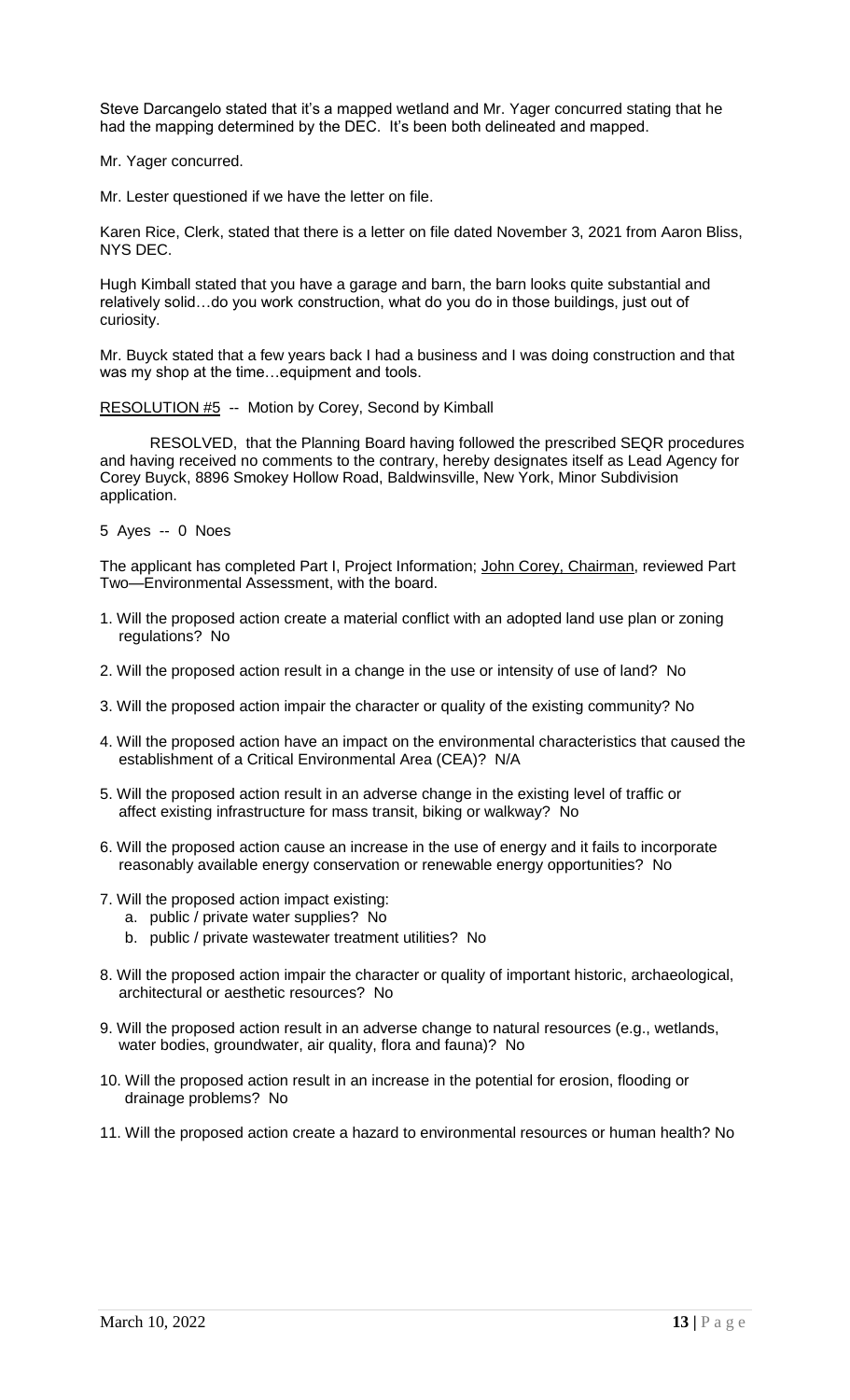Steve Darcangelo stated that it's a mapped wetland and Mr. Yager concurred stating that he had the mapping determined by the DEC. It's been both delineated and mapped.

Mr. Yager concurred.

Mr. Lester questioned if we have the letter on file.

Karen Rice, Clerk, stated that there is a letter on file dated November 3, 2021 from Aaron Bliss, NYS DEC.

Hugh Kimball stated that you have a garage and barn, the barn looks quite substantial and relatively solid…do you work construction, what do you do in those buildings, just out of curiosity.

Mr. Buyck stated that a few years back I had a business and I was doing construction and that was my shop at the time…equipment and tools.

<u>RESOLUTION #5</u> -- Motion by Corey, Second by Kimball

RESOLVED, that the Planning Board having followed the prescribed SEQR procedures and having received no comments to the contrary, hereby designates itself as Lead Agency for Corey Buyck, 8896 Smokey Hollow Road, Baldwinsville, New York, Minor Subdivision application.

5 Ayes -- 0 Noes

The applicant has completed Part I, Project Information; <u>John Corey, Chairman</u>, reviewed Part Two—Environmental Assessment, with the board.

1. Will the proposed action create a material conflict with an adopted land use plan or zoning regulations? No

2. Will the proposed action result in a change in the use or intensity of use of land? No

3. Will the proposed action impair the character or quality of the existing community? No

4. Will the proposed action have an impact on the environmental characteristics that caused the establishment of a Critical Environmental Area (CEA)? N/A

5. Will the proposed action result in an adverse change in the existing level of traffic or affect existing infrastructure for mass transit, biking or walkway? No

6. Will the proposed action cause an increase in the use of energy and it fails to incorporate reasonably available energy conservation or renewable energy opportunities? No

7. Will the proposed action impact existing:
   a. public / private water supplies? No
   b. public / private wastewater treatment utilities? No

8. Will the proposed action impair the character or quality of important historic, archaeological, architectural or aesthetic resources? No

9. Will the proposed action result in an adverse change to natural resources (e.g., wetlands, water bodies, groundwater, air quality, flora and fauna)? No

10. Will the proposed action result in an increase in the potential for erosion, flooding or drainage problems? No

11. Will the proposed action create a hazard to environmental resources or human health? No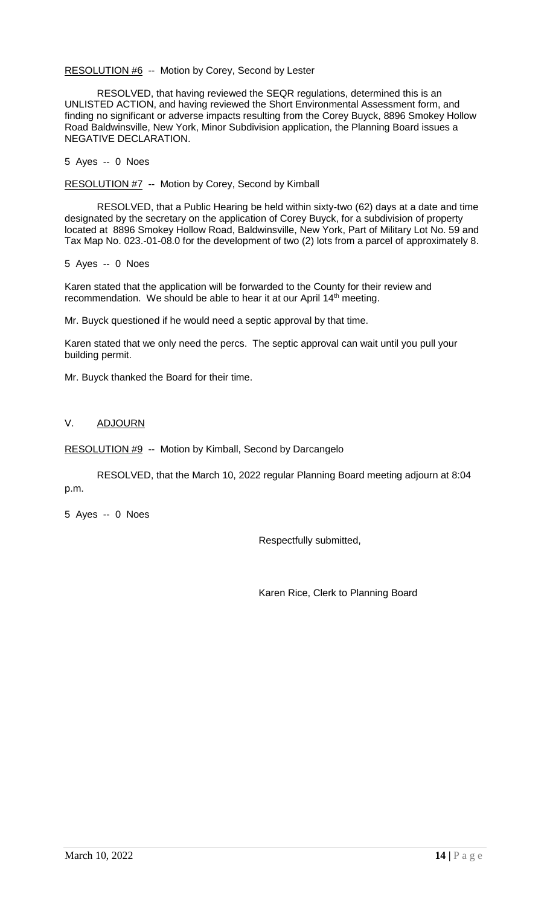RESOLUTION #6 -- Motion by Corey, Second by Lester

RESOLVED, that having reviewed the SEQR regulations, determined this is an UNLISTED ACTION, and having reviewed the Short Environmental Assessment form, and finding no significant or adverse impacts resulting from the Corey Buyck, 8896 Smokey Hollow Road Baldwinsville, New York, Minor Subdivision application, the Planning Board issues a NEGATIVE DECLARATION.

5 Ayes -- 0 Noes

RESOLUTION #7 -- Motion by Corey, Second by Kimball

RESOLVED, that a Public Hearing be held within sixty-two (62) days at a date and time designated by the secretary on the application of Corey Buyck, for a subdivision of property located at 8896 Smokey Hollow Road, Baldwinsville, New York, Part of Military Lot No. 59 and Tax Map No. 023.-01-08.0 for the development of two (2) lots from a parcel of approximately 8.

5 Ayes -- 0 Noes

Karen stated that the application will be forwarded to the County for their review and recommendation. We should be able to hear it at our April 14th meeting.

Mr. Buyck questioned if he would need a septic approval by that time.

Karen stated that we only need the percs. The septic approval can wait until you pull your building permit.

Mr. Buyck thanked the Board for their time.

## V. ADJOURN

RESOLUTION #9 -- Motion by Kimball, Second by Darcangelo

RESOLVED, that the March 10, 2022 regular Planning Board meeting adjourn at 8:04 p.m.

5 Ayes -- 0 Noes

Respectfully submitted,

Karen Rice, Clerk to Planning Board